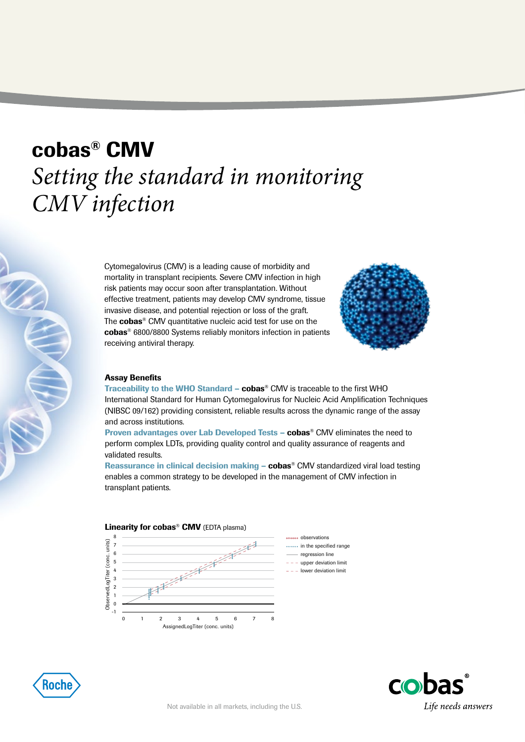# cobas® CMV

*Setting the standard in monitoring CMV infection*

Cytomegalovirus (CMV) is a leading cause of morbidity and mortality in transplant recipients. Severe CMV infection in high risk patients may occur soon after transplantation. Without effective treatment, patients may develop CMV syndrome, tissue invasive disease, and potential rejection or loss of the graft. The **cobas**® CMV quantitative nucleic acid test for use on the **cobas**® 6800/8800 Systems reliably monitors infection in patients receiving antiviral therapy.

### Assay Benefits

**Traceability to the WHO Standard – cobas**® CMV is traceable to the first WHO International Standard for Human Cytomegalovirus for Nucleic Acid Amplification Techniques (NIBSC 09/162) providing consistent, reliable results across the dynamic range of the assay and across institutions.

**Proven advantages over Lab Developed Tests – cobas**® CMV eliminates the need to perform complex LDTs, providing quality control and quality assurance of reagents and validated results.

**Reassurance in clinical decision making – cobas**® CMV standardized viral load testing enables a common strategy to be developed in the management of CMV infection in transplant patients.

**Linearity for cobas**® **CMV** (EDTA plasma)

Not available in all markets, including the U.S.

cobas® *Life needs answers*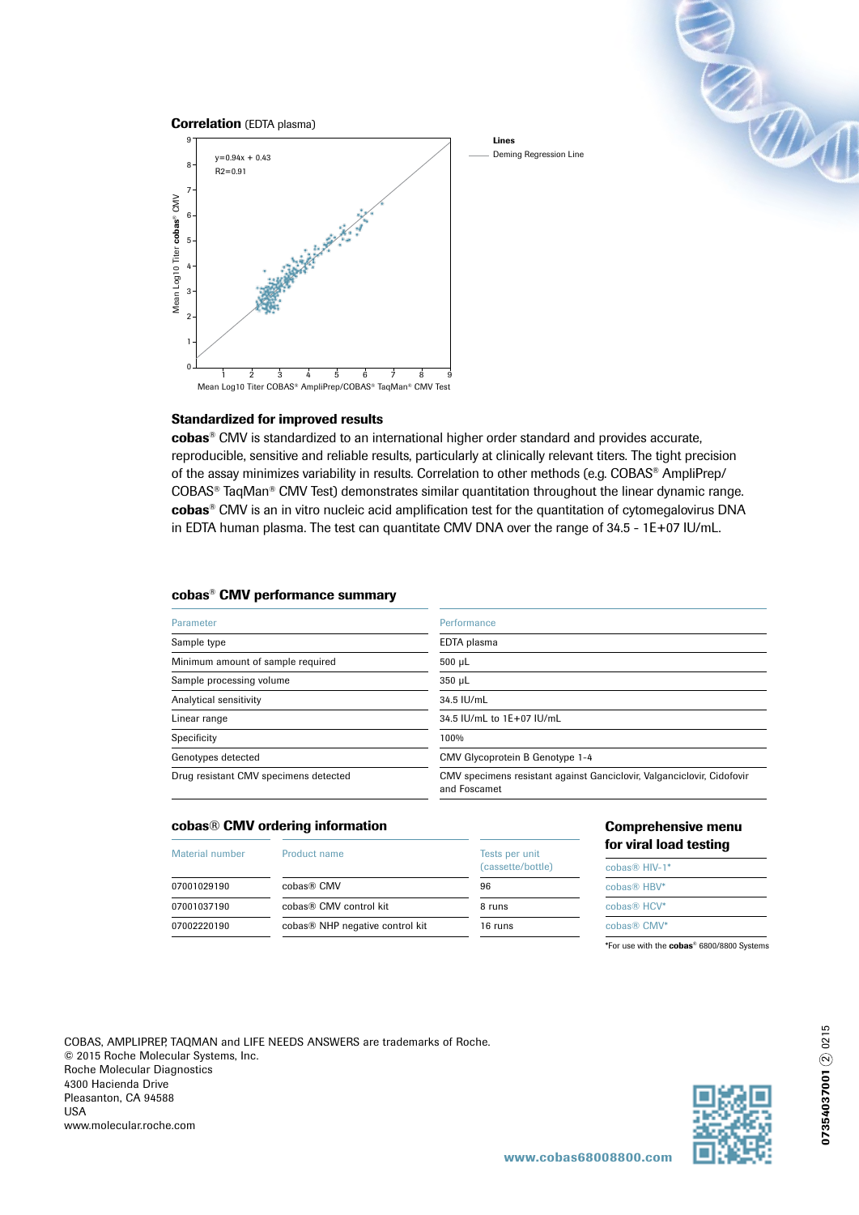**Correlation** (EDTA plasma)

y=0.94x + 0.43
$R^2$=0.91

Mean Log10 Titer **cobas**® CMV

Mean Log10 Titer COBAS® AmpliPrep/COBAS® TaqMan® CMV Test

0 1 2 3 4 5 6 7 8 9

**Lines**

Deming Regression Line

## Standardized for improved results

**cobas**® CMV is standardized to an international higher order standard and provides accurate, reproducible, sensitive and reliable results, particularly at clinically relevant titers. The tight precision of the assay minimizes variability in results. Correlation to other methods (e.g. COBAS® AmpliPrep/ COBAS® TaqMan® CMV Test) demonstrates similar quantitation throughout the linear dynamic range. **cobas**® CMV is an in vitro nucleic acid amplification test for the quantitation of cytomegalovirus DNA in EDTA human plasma. The test can quantitate CMV DNA over the range of 34.5 - 1E+07 IU/mL.

## cobas® CMV performance summary

| Parameter | Performance |
|---|---|
| Sample type | EDTA plasma |
| Minimum amount of sample required | 500 µL |
| Sample processing volume | 350 µL |
| Analytical sensitivity | 34.5 IU/mL |
| Linear range | 34.5 IU/mL to 1E+07 IU/mL |
| Specificity | 100% |
| Genotypes detected | CMV Glycoprotein B Genotype 1-4 |
| Drug resistant CMV specimens detected | CMV specimens resistant against Ganciclovir, Valganciclovir, Cidofovir and Foscamet |

## cobas® CMV ordering information

| Material number | Product name | Tests per unit (cassette/bottle) |
|---|---|---|
| 07001029190 | cobas® CMV | 96 |
| 07001037190 | cobas® CMV control kit | 8 runs |
| 07002220190 | cobas® NHP negative control kit | 16 runs |

## Comprehensive menu for viral load testing

- cobas® HIV-1*
- cobas® HBV*
- cobas® HCV*
- cobas® CMV*

*For use with the **cobas**® 6800/8800 Systems

COBAS, AMPLIPREP, TAQMAN and LIFE NEEDS ANSWERS are trademarks of Roche.
© 2015 Roche Molecular Systems, Inc.
Roche Molecular Diagnostics
4300 Hacienda Drive
Pleasanton, CA 94588
USA
www.molecular.roche.com

www.cobas68008800.com

07354037001 ② 0215